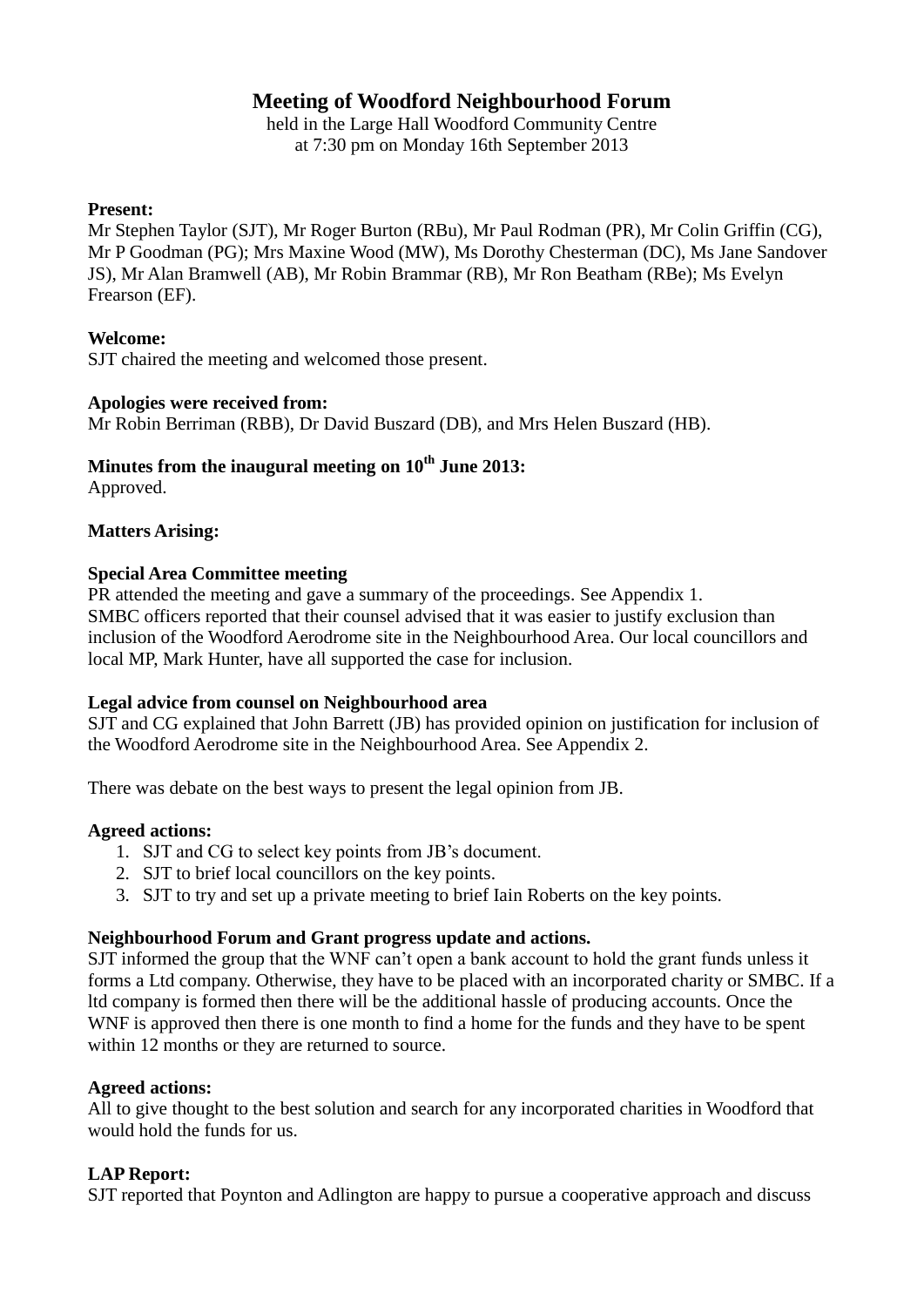# Meeting of Woodford Neighbourhood Forum

held in the Large Hall Woodford Community Centre
at 7:30 pm on Monday 16th September 2013

**Present:**
Mr Stephen Taylor (SJT), Mr Roger Burton (RBu), Mr Paul Rodman (PR), Mr Colin Griffin (CG), Mr P Goodman (PG); Mrs Maxine Wood (MW), Ms Dorothy Chesterman (DC), Ms Jane Sandover JS), Mr Alan Bramwell (AB), Mr Robin Brammar (RB), Mr Ron Beatham (RBe); Ms Evelyn Frearson (EF).

**Welcome:**
SJT chaired the meeting and welcomed those present.

**Apologies were received from:**
Mr Robin Berriman (RBB), Dr David Buszard (DB), and Mrs Helen Buszard (HB).

**Minutes from the inaugural meeting on 10th June 2013:**
Approved.

**Matters Arising:**

**Special Area Committee meeting**
PR attended the meeting and gave a summary of the proceedings. See Appendix 1.
SMBC officers reported that their counsel advised that it was easier to justify exclusion than inclusion of the Woodford Aerodrome site in the Neighbourhood Area. Our local councillors and local MP, Mark Hunter, have all supported the case for inclusion.

**Legal advice from counsel on Neighbourhood area**
SJT and CG explained that John Barrett (JB) has provided opinion on justification for inclusion of the Woodford Aerodrome site in the Neighbourhood Area. See Appendix 2.

There was debate on the best ways to present the legal opinion from JB.

**Agreed actions:**

1. SJT and CG to select key points from JB's document.
2. SJT to brief local councillors on the key points.
3. SJT to try and set up a private meeting to brief Iain Roberts on the key points.

**Neighbourhood Forum and Grant progress update and actions.**
SJT informed the group that the WNF can't open a bank account to hold the grant funds unless it forms a Ltd company. Otherwise, they have to be placed with an incorporated charity or SMBC. If a ltd company is formed then there will be the additional hassle of producing accounts. Once the WNF is approved then there is one month to find a home for the funds and they have to be spent within 12 months or they are returned to source.

**Agreed actions:**
All to give thought to the best solution and search for any incorporated charities in Woodford that would hold the funds for us.

**LAP Report:**
SJT reported that Poynton and Adlington are happy to pursue a cooperative approach and discuss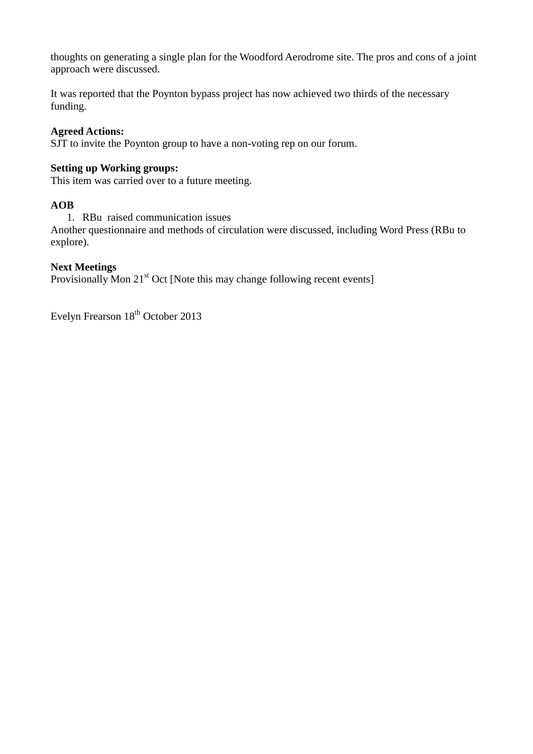thoughts on generating a single plan for the Woodford Aerodrome site. The pros and cons of a joint approach were discussed.

It was reported that the Poynton bypass project has now achieved two thirds of the necessary funding.

**Agreed Actions:**
SJT to invite the Poynton group to have a non-voting rep on our forum.

**Setting up Working groups:**
This item was carried over to a future meeting.

**AOB**

1. RBu raised communication issues

Another questionnaire and methods of circulation were discussed, including Word Press (RBu to explore).

**Next Meetings**
Provisionally Mon 21st Oct [Note this may change following recent events]

Evelyn Frearson 18th October 2013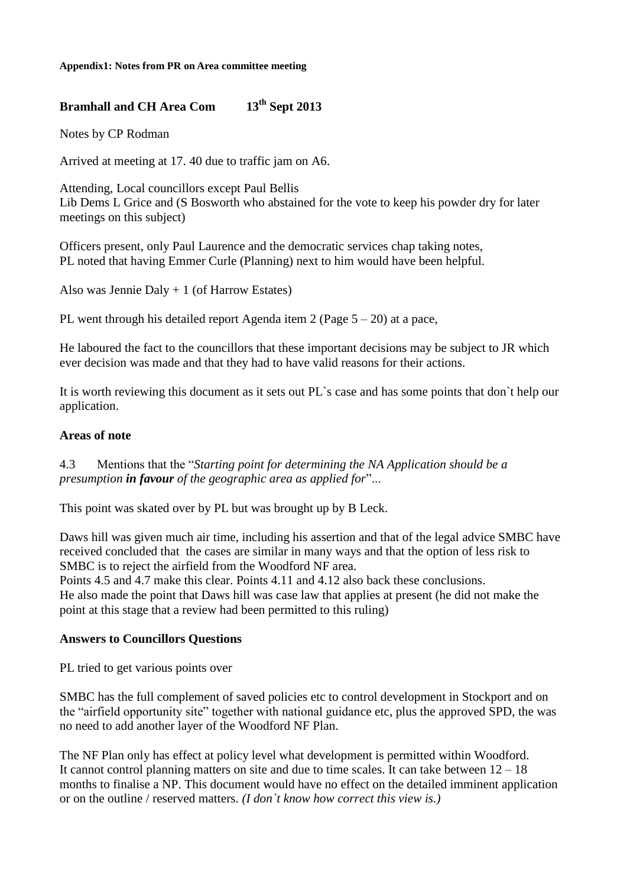**Appendix1: Notes from PR on Area committee meeting**

## Bramhall and CH Area Com 13th Sept 2013

Notes by CP Rodman

Arrived at meeting at 17. 40 due to traffic jam on A6.

Attending, Local councillors except Paul Bellis
Lib Dems L Grice and (S Bosworth who abstained for the vote to keep his powder dry for later meetings on this subject)

Officers present, only Paul Laurence and the democratic services chap taking notes,
PL noted that having Emmer Curle (Planning) next to him would have been helpful.

Also was Jennie Daly + 1 (of Harrow Estates)

PL went through his detailed report Agenda item 2 (Page 5 – 20) at a pace,

He laboured the fact to the councillors that these important decisions may be subject to JR which ever decision was made and that they had to have valid reasons for their actions.

It is worth reviewing this document as it sets out PL`s case and has some points that don`t help our application.

### Areas of note

4.3 Mentions that the "*Starting point for determining the NA Application should be a presumption **in favour** of the geographic area as applied for*"...

This point was skated over by PL but was brought up by B Leck.

Daws hill was given much air time, including his assertion and that of the legal advice SMBC have received concluded that the cases are similar in many ways and that the option of less risk to SMBC is to reject the airfield from the Woodford NF area.
Points 4.5 and 4.7 make this clear. Points 4.11 and 4.12 also back these conclusions.
He also made the point that Daws hill was case law that applies at present (he did not make the point at this stage that a review had been permitted to this ruling)

### Answers to Councillors Questions

PL tried to get various points over

SMBC has the full complement of saved policies etc to control development in Stockport and on the "airfield opportunity site" together with national guidance etc, plus the approved SPD, the was no need to add another layer of the Woodford NF Plan.

The NF Plan only has effect at policy level what development is permitted within Woodford.
It cannot control planning matters on site and due to time scales. It can take between 12 – 18 months to finalise a NP. This document would have no effect on the detailed imminent application or on the outline / reserved matters. *(I don`t know how correct this view is.)*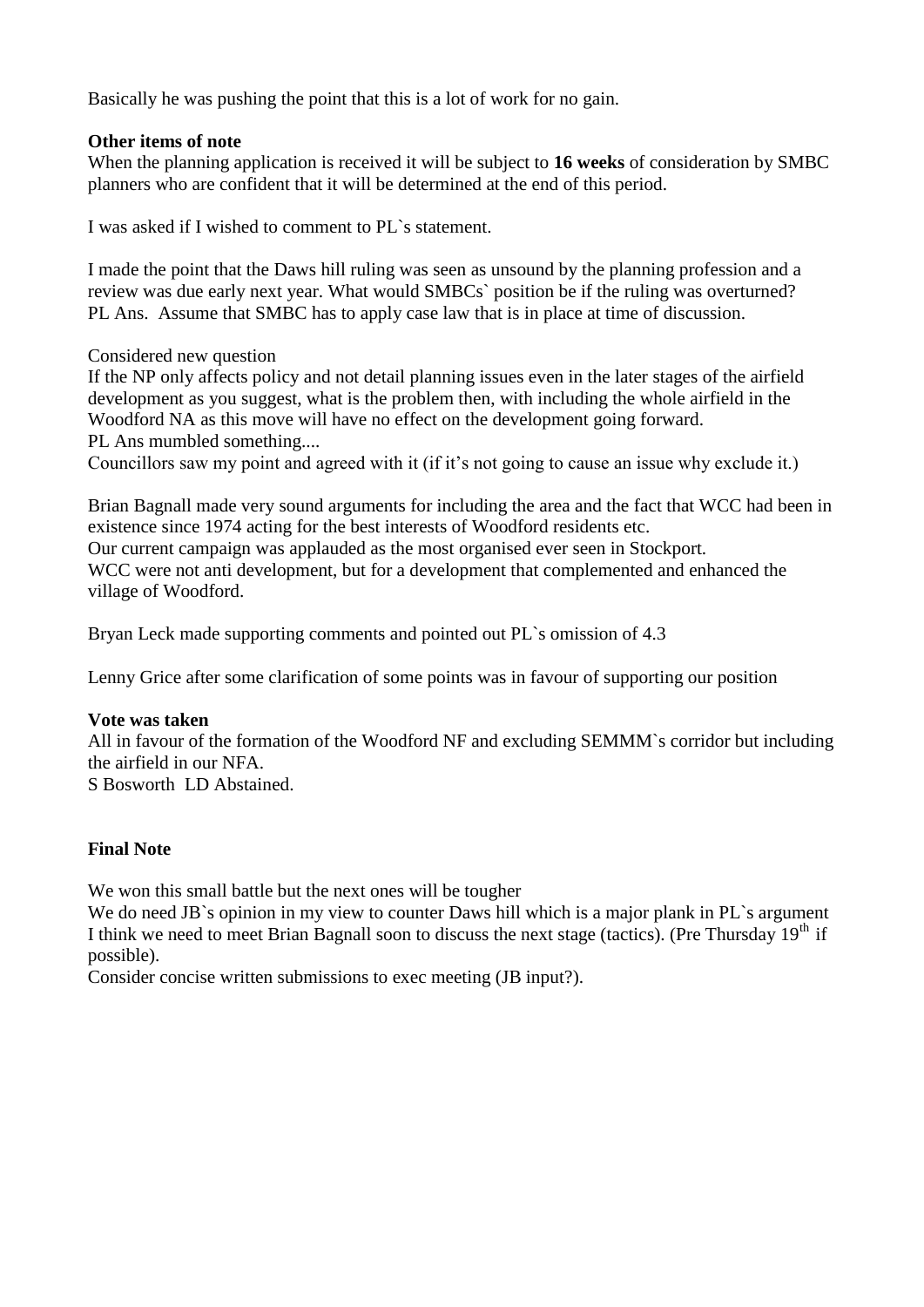Basically he was pushing the point that this is a lot of work for no gain.

**Other items of note**

When the planning application is received it will be subject to **16 weeks** of consideration by SMBC planners who are confident that it will be determined at the end of this period.

I was asked if I wished to comment to PL`s statement.

I made the point that the Daws hill ruling was seen as unsound by the planning profession and a review was due early next year. What would SMBCs` position be if the ruling was overturned?
PL Ans. Assume that SMBC has to apply case law that is in place at time of discussion.

Considered new question

If the NP only affects policy and not detail planning issues even in the later stages of the airfield development as you suggest, what is the problem then, with including the whole airfield in the Woodford NA as this move will have no effect on the development going forward.
PL Ans mumbled something....
Councillors saw my point and agreed with it (if it's not going to cause an issue why exclude it.)

Brian Bagnall made very sound arguments for including the area and the fact that WCC had been in existence since 1974 acting for the best interests of Woodford residents etc.
Our current campaign was applauded as the most organised ever seen in Stockport.
WCC were not anti development, but for a development that complemented and enhanced the village of Woodford.

Bryan Leck made supporting comments and pointed out PL`s omission of 4.3

Lenny Grice after some clarification of some points was in favour of supporting our position

**Vote was taken**

All in favour of the formation of the Woodford NF and excluding SEMMM`s corridor but including the airfield in our NFA.
S Bosworth LD Abstained.

**Final Note**

We won this small battle but the next ones will be tougher
We do need JB`s opinion in my view to counter Daws hill which is a major plank in PL`s argument
I think we need to meet Brian Bagnall soon to discuss the next stage (tactics). (Pre Thursday 19th if possible).
Consider concise written submissions to exec meeting (JB input?).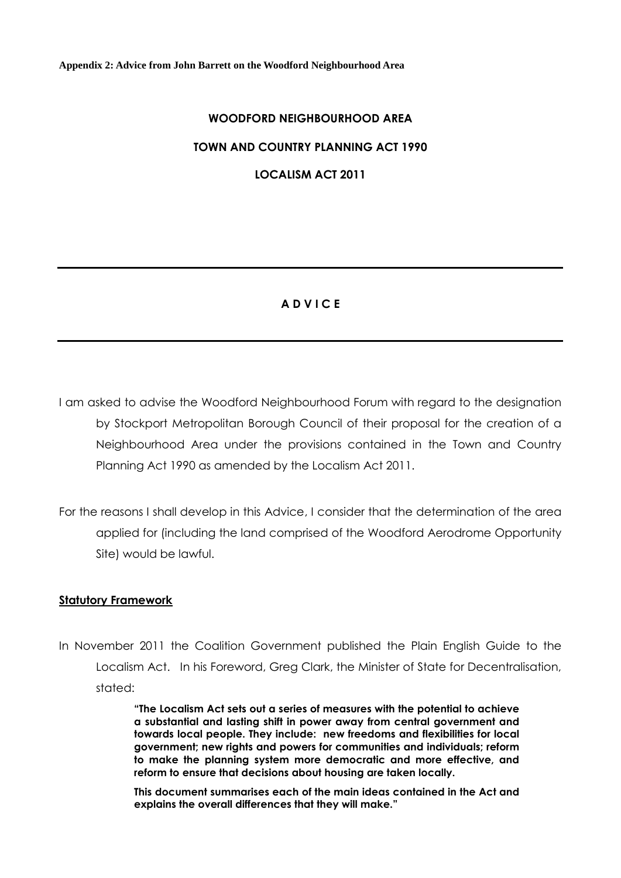**Appendix 2: Advice from John Barrett on the Woodford Neighbourhood Area**

**WOODFORD NEIGHBOURHOOD AREA**

**TOWN AND COUNTRY PLANNING ACT 1990**

**LOCALISM ACT 2011**

---

**A D V I C E**

---

I am asked to advise the Woodford Neighbourhood Forum with regard to the designation by Stockport Metropolitan Borough Council of their proposal for the creation of a Neighbourhood Area under the provisions contained in the Town and Country Planning Act 1990 as amended by the Localism Act 2011.

For the reasons I shall develop in this Advice, I consider that the determination of the area applied for (including the land comprised of the Woodford Aerodrome Opportunity Site) would be lawful.

**Statutory Framework**

In November 2011 the Coalition Government published the Plain English Guide to the Localism Act. In his Foreword, Greg Clark, the Minister of State for Decentralisation, stated:

> **"The Localism Act sets out a series of measures with the potential to achieve a substantial and lasting shift in power away from central government and towards local people. They include: new freedoms and flexibilities for local government; new rights and powers for communities and individuals; reform to make the planning system more democratic and more effective, and reform to ensure that decisions about housing are taken locally.**
>
> **This document summarises each of the main ideas contained in the Act and explains the overall differences that they will make."**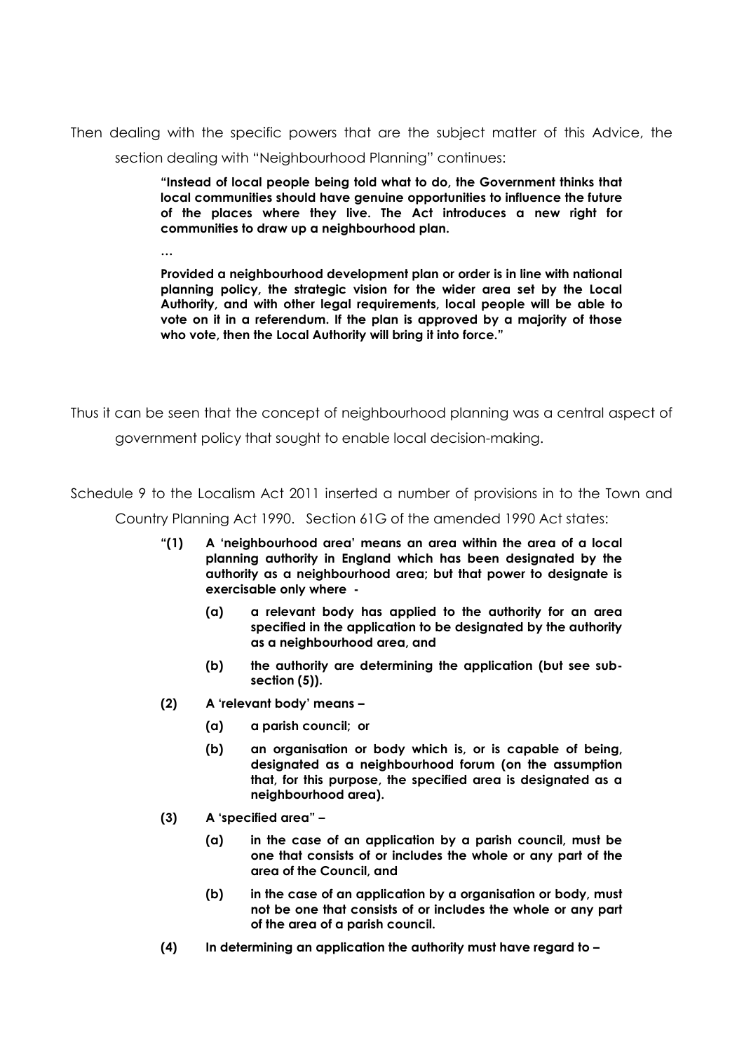Then dealing with the specific powers that are the subject matter of this Advice, the section dealing with "Neighbourhood Planning" continues:

> **"Instead of local people being told what to do, the Government thinks that local communities should have genuine opportunities to influence the future of the places where they live. The Act introduces a new right for communities to draw up a neighbourhood plan.**
>
> **…**
>
> **Provided a neighbourhood development plan or order is in line with national planning policy, the strategic vision for the wider area set by the Local Authority, and with other legal requirements, local people will be able to vote on it in a referendum. If the plan is approved by a majority of those who vote, then the Local Authority will bring it into force."**

Thus it can be seen that the concept of neighbourhood planning was a central aspect of government policy that sought to enable local decision-making.

Schedule 9 to the Localism Act 2011 inserted a number of provisions in to the Town and Country Planning Act 1990. Section 61G of the amended 1990 Act states:

> **"(1) A 'neighbourhood area' means an area within the area of a local planning authority in England which has been designated by the authority as a neighbourhood area; but that power to designate is exercisable only where -**
>
> > **(a) a relevant body has applied to the authority for an area specified in the application to be designated by the authority as a neighbourhood area, and**
> >
> > **(b) the authority are determining the application (but see sub-section (5)).**
>
> **(2) A 'relevant body' means –**
>
> > **(a) a parish council; or**
> >
> > **(b) an organisation or body which is, or is capable of being, designated as a neighbourhood forum (on the assumption that, for this purpose, the specified area is designated as a neighbourhood area).**
>
> **(3) A 'specified area" –**
>
> > **(a) in the case of an application by a parish council, must be one that consists of or includes the whole or any part of the area of the Council, and**
> >
> > **(b) in the case of an application by a organisation or body, must not be one that consists of or includes the whole or any part of the area of a parish council.**
>
> **(4) In determining an application the authority must have regard to –**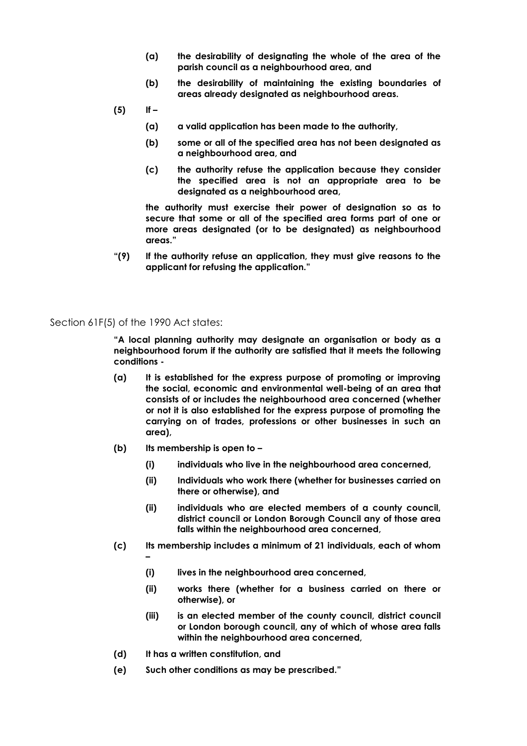- **(a) the desirability of designating the whole of the area of the parish council as a neighbourhood area, and**
- **(b) the desirability of maintaining the existing boundaries of areas already designated as neighbourhood areas.**

**(5) If –**

- **(a) a valid application has been made to the authority,**
- **(b) some or all of the specified area has not been designated as a neighbourhood area, and**
- **(c) the authority refuse the application because they consider the specified area is not an appropriate area to be designated as a neighbourhood area,**

**the authority must exercise their power of designation so as to secure that some or all of the specified area forms part of one or more areas designated (or to be designated) as neighbourhood areas."**

**"(9) If the authority refuse an application, they must give reasons to the applicant for refusing the application."**

Section 61F(5) of the 1990 Act states:

**"A local planning authority may designate an organisation or body as a neighbourhood forum if the authority are satisfied that it meets the following conditions -**

- **(a) It is established for the express purpose of promoting or improving the social, economic and environmental well-being of an area that consists of or includes the neighbourhood area concerned (whether or not it is also established for the express purpose of promoting the carrying on of trades, professions or other businesses in such an area),**
- **(b) Its membership is open to –**
  - **(i) individuals who live in the neighbourhood area concerned,**
  - **(ii) Individuals who work there (whether for businesses carried on there or otherwise), and**
  - **(ii) individuals who are elected members of a county council, district council or London Borough Council any of those area falls within the neighbourhood area concerned,**
- **(c) Its membership includes a minimum of 21 individuals, each of whom –**
  - **(i) lives in the neighbourhood area concerned,**
  - **(ii) works there (whether for a business carried on there or otherwise), or**
  - **(iii) is an elected member of the county council, district council or London borough council, any of which of whose area falls within the neighbourhood area concerned,**
- **(d) It has a written constitution, and**
- **(e) Such other conditions as may be prescribed."**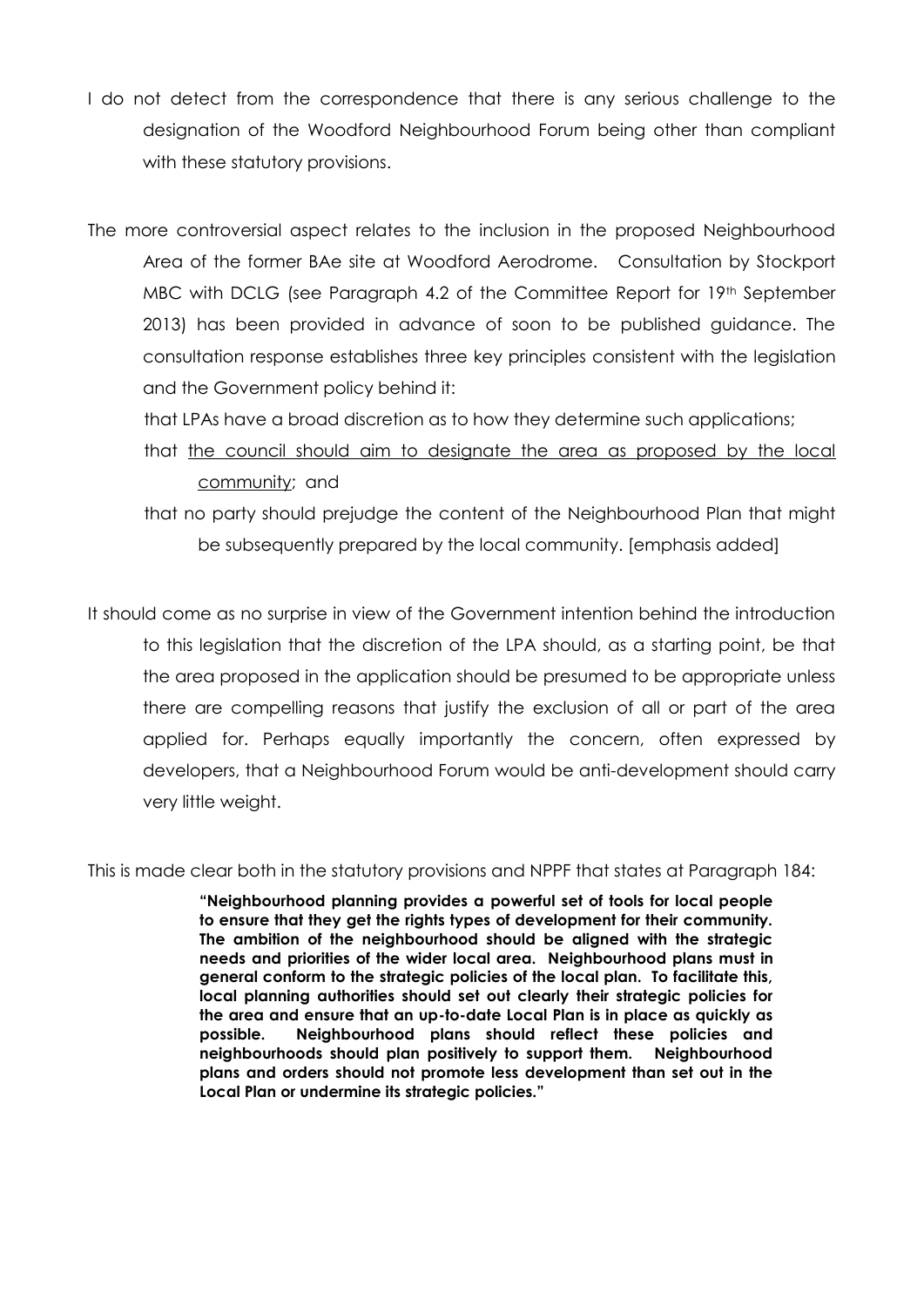I do not detect from the correspondence that there is any serious challenge to the designation of the Woodford Neighbourhood Forum being other than compliant with these statutory provisions.

The more controversial aspect relates to the inclusion in the proposed Neighbourhood Area of the former BAe site at Woodford Aerodrome. Consultation by Stockport MBC with DCLG (see Paragraph 4.2 of the Committee Report for 19th September 2013) has been provided in advance of soon to be published guidance. The consultation response establishes three key principles consistent with the legislation and the Government policy behind it:

- that LPAs have a broad discretion as to how they determine such applications;
- that <u>the council should aim to designate the area as proposed by the local community</u>; and
- that no party should prejudge the content of the Neighbourhood Plan that might be subsequently prepared by the local community. [emphasis added]

It should come as no surprise in view of the Government intention behind the introduction to this legislation that the discretion of the LPA should, as a starting point, be that the area proposed in the application should be presumed to be appropriate unless there are compelling reasons that justify the exclusion of all or part of the area applied for. Perhaps equally importantly the concern, often expressed by developers, that a Neighbourhood Forum would be anti-development should carry very little weight.

This is made clear both in the statutory provisions and NPPF that states at Paragraph 184:

> **"Neighbourhood planning provides a powerful set of tools for local people to ensure that they get the rights types of development for their community. The ambition of the neighbourhood should be aligned with the strategic needs and priorities of the wider local area. Neighbourhood plans must in general conform to the strategic policies of the local plan. To facilitate this, local planning authorities should set out clearly their strategic policies for the area and ensure that an up-to-date Local Plan is in place as quickly as possible. Neighbourhood plans should reflect these policies and neighbourhoods should plan positively to support them. Neighbourhood plans and orders should not promote less development than set out in the Local Plan or undermine its strategic policies."**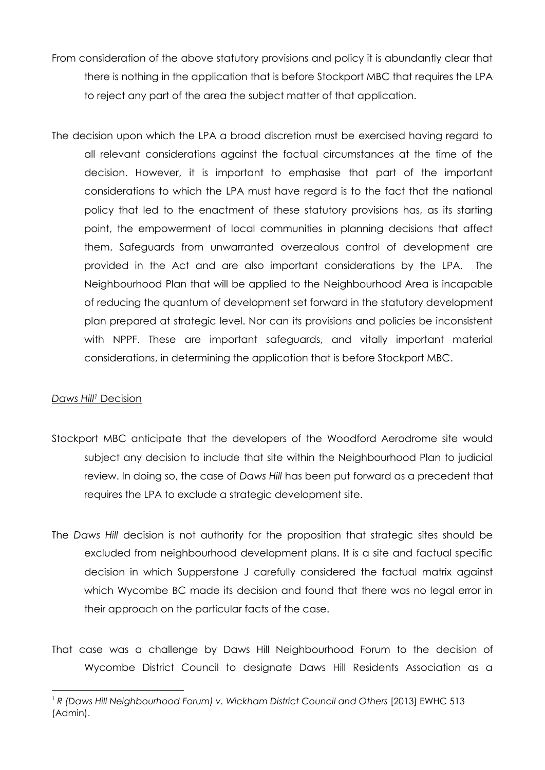From consideration of the above statutory provisions and policy it is abundantly clear that there is nothing in the application that is before Stockport MBC that requires the LPA to reject any part of the area the subject matter of that application.

The decision upon which the LPA a broad discretion must be exercised having regard to all relevant considerations against the factual circumstances at the time of the decision. However, it is important to emphasise that part of the important considerations to which the LPA must have regard is to the fact that the national policy that led to the enactment of these statutory provisions has, as its starting point, the empowerment of local communities in planning decisions that affect them. Safeguards from unwarranted overzealous control of development are provided in the Act and are also important considerations by the LPA. The Neighbourhood Plan that will be applied to the Neighbourhood Area is incapable of reducing the quantum of development set forward in the statutory development plan prepared at strategic level. Nor can its provisions and policies be inconsistent with NPPF. These are important safeguards, and vitally important material considerations, in determining the application that is before Stockport MBC.

*Daws Hill*[1] Decision

Stockport MBC anticipate that the developers of the Woodford Aerodrome site would subject any decision to include that site within the Neighbourhood Plan to judicial review. In doing so, the case of *Daws Hill* has been put forward as a precedent that requires the LPA to exclude a strategic development site.

The *Daws Hill* decision is not authority for the proposition that strategic sites should be excluded from neighbourhood development plans. It is a site and factual specific decision in which Supperstone J carefully considered the factual matrix against which Wycombe BC made its decision and found that there was no legal error in their approach on the particular facts of the case.

That case was a challenge by Daws Hill Neighbourhood Forum to the decision of Wycombe District Council to designate Daws Hill Residents Association as a

[1] *R (Daws Hill Neighbourhood Forum) v. Wickham District Council and Others* [2013] EWHC 513 (Admin).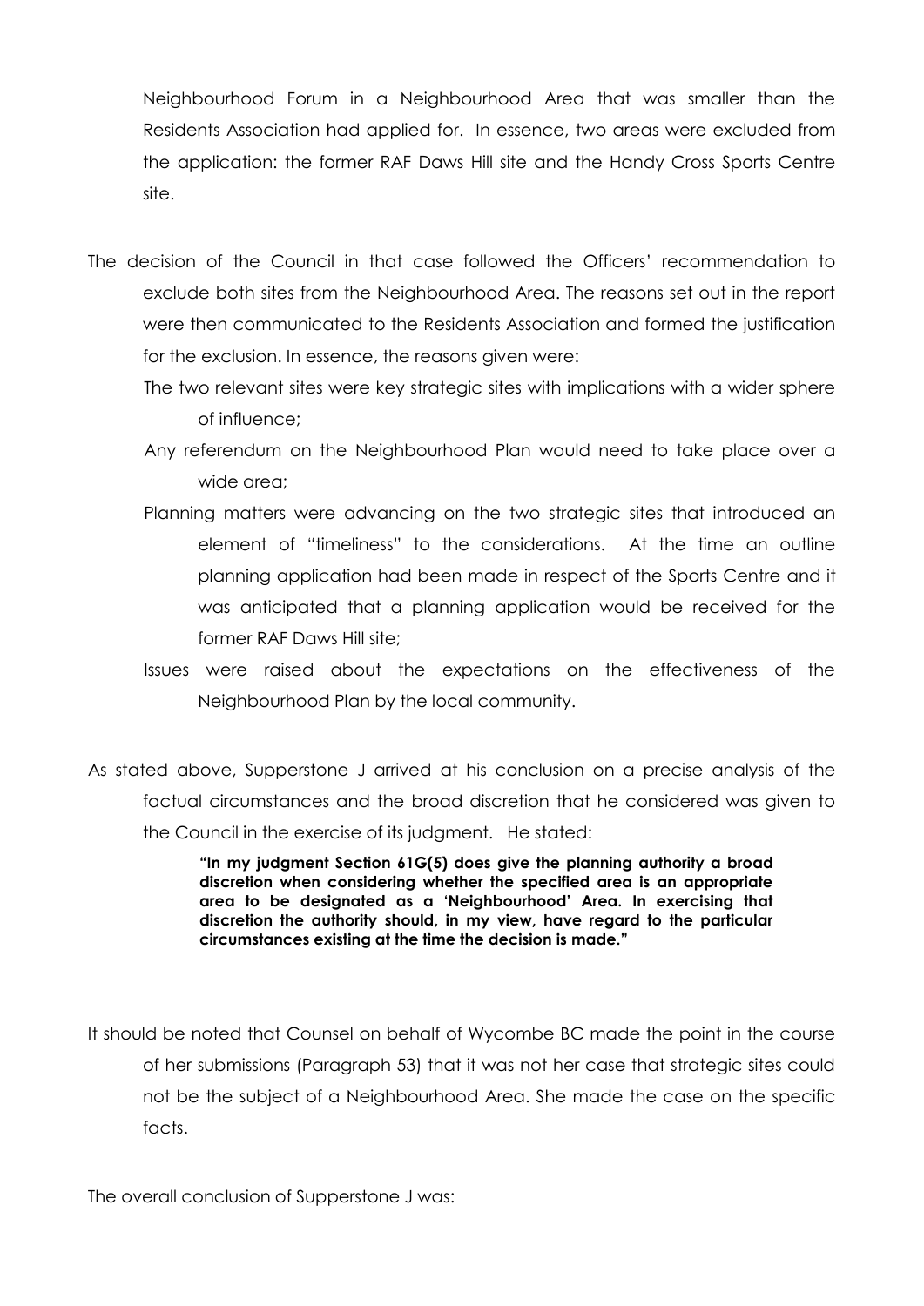Neighbourhood Forum in a Neighbourhood Area that was smaller than the Residents Association had applied for. In essence, two areas were excluded from the application: the former RAF Daws Hill site and the Handy Cross Sports Centre site.

The decision of the Council in that case followed the Officers' recommendation to exclude both sites from the Neighbourhood Area. The reasons set out in the report were then communicated to the Residents Association and formed the justification for the exclusion. In essence, the reasons given were:

- The two relevant sites were key strategic sites with implications with a wider sphere of influence;
- Any referendum on the Neighbourhood Plan would need to take place over a wide area;
- Planning matters were advancing on the two strategic sites that introduced an element of "timeliness" to the considerations. At the time an outline planning application had been made in respect of the Sports Centre and it was anticipated that a planning application would be received for the former RAF Daws Hill site;
- Issues were raised about the expectations on the effectiveness of the Neighbourhood Plan by the local community.

As stated above, Supperstone J arrived at his conclusion on a precise analysis of the factual circumstances and the broad discretion that he considered was given to the Council in the exercise of its judgment. He stated:

> **"In my judgment Section 61G(5) does give the planning authority a broad discretion when considering whether the specified area is an appropriate area to be designated as a 'Neighbourhood' Area. In exercising that discretion the authority should, in my view, have regard to the particular circumstances existing at the time the decision is made."**

It should be noted that Counsel on behalf of Wycombe BC made the point in the course of her submissions (Paragraph 53) that it was not her case that strategic sites could not be the subject of a Neighbourhood Area. She made the case on the specific facts.

The overall conclusion of Supperstone J was: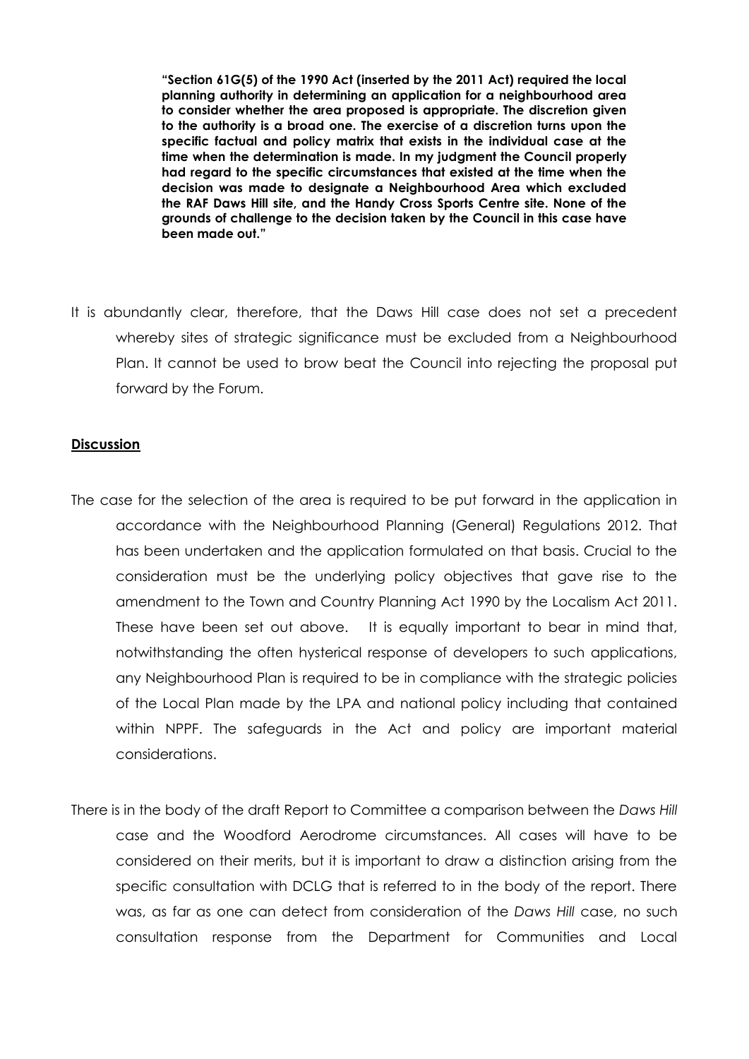**"Section 61G(5) of the 1990 Act (inserted by the 2011 Act) required the local planning authority in determining an application for a neighbourhood area to consider whether the area proposed is appropriate. The discretion given to the authority is a broad one. The exercise of a discretion turns upon the specific factual and policy matrix that exists in the individual case at the time when the determination is made. In my judgment the Council properly had regard to the specific circumstances that existed at the time when the decision was made to designate a Neighbourhood Area which excluded the RAF Daws Hill site, and the Handy Cross Sports Centre site. None of the grounds of challenge to the decision taken by the Council in this case have been made out."**

It is abundantly clear, therefore, that the Daws Hill case does not set a precedent whereby sites of strategic significance must be excluded from a Neighbourhood Plan. It cannot be used to brow beat the Council into rejecting the proposal put forward by the Forum.

**Discussion**

The case for the selection of the area is required to be put forward in the application in accordance with the Neighbourhood Planning (General) Regulations 2012. That has been undertaken and the application formulated on that basis. Crucial to the consideration must be the underlying policy objectives that gave rise to the amendment to the Town and Country Planning Act 1990 by the Localism Act 2011. These have been set out above. It is equally important to bear in mind that, notwithstanding the often hysterical response of developers to such applications, any Neighbourhood Plan is required to be in compliance with the strategic policies of the Local Plan made by the LPA and national policy including that contained within NPPF. The safeguards in the Act and policy are important material considerations.

There is in the body of the draft Report to Committee a comparison between the *Daws Hill* case and the Woodford Aerodrome circumstances. All cases will have to be considered on their merits, but it is important to draw a distinction arising from the specific consultation with DCLG that is referred to in the body of the report. There was, as far as one can detect from consideration of the *Daws Hill* case, no such consultation response from the Department for Communities and Local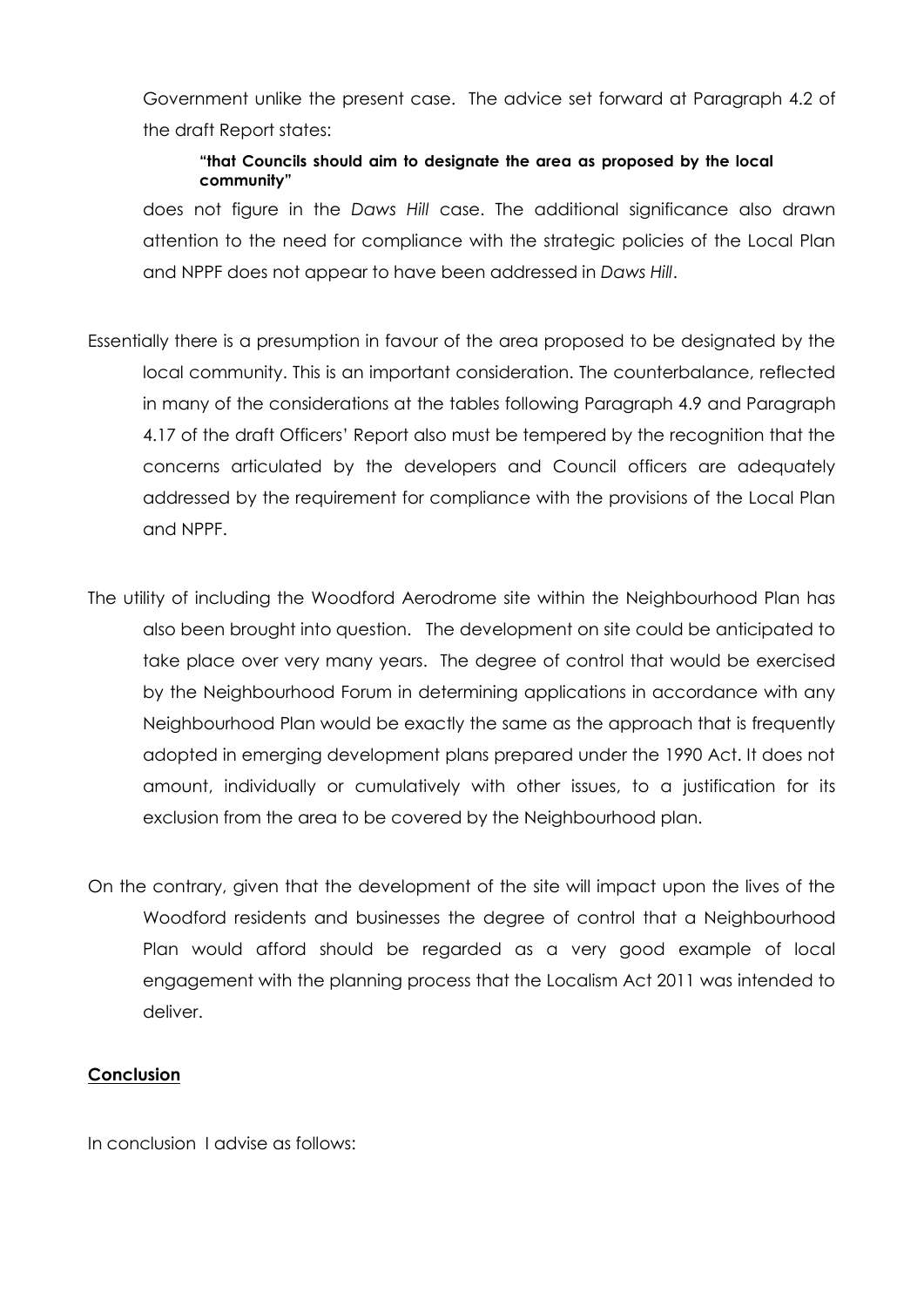Government unlike the present case. The advice set forward at Paragraph 4.2 of the draft Report states:

> **"that Councils should aim to designate the area as proposed by the local community"**

does not figure in the *Daws Hill* case. The additional significance also drawn attention to the need for compliance with the strategic policies of the Local Plan and NPPF does not appear to have been addressed in *Daws Hill*.

Essentially there is a presumption in favour of the area proposed to be designated by the local community. This is an important consideration. The counterbalance, reflected in many of the considerations at the tables following Paragraph 4.9 and Paragraph 4.17 of the draft Officers' Report also must be tempered by the recognition that the concerns articulated by the developers and Council officers are adequately addressed by the requirement for compliance with the provisions of the Local Plan and NPPF.

The utility of including the Woodford Aerodrome site within the Neighbourhood Plan has also been brought into question. The development on site could be anticipated to take place over very many years. The degree of control that would be exercised by the Neighbourhood Forum in determining applications in accordance with any Neighbourhood Plan would be exactly the same as the approach that is frequently adopted in emerging development plans prepared under the 1990 Act. It does not amount, individually or cumulatively with other issues, to a justification for its exclusion from the area to be covered by the Neighbourhood plan.

On the contrary, given that the development of the site will impact upon the lives of the Woodford residents and businesses the degree of control that a Neighbourhood Plan would afford should be regarded as a very good example of local engagement with the planning process that the Localism Act 2011 was intended to deliver.

**<u>Conclusion</u>**

In conclusion I advise as follows: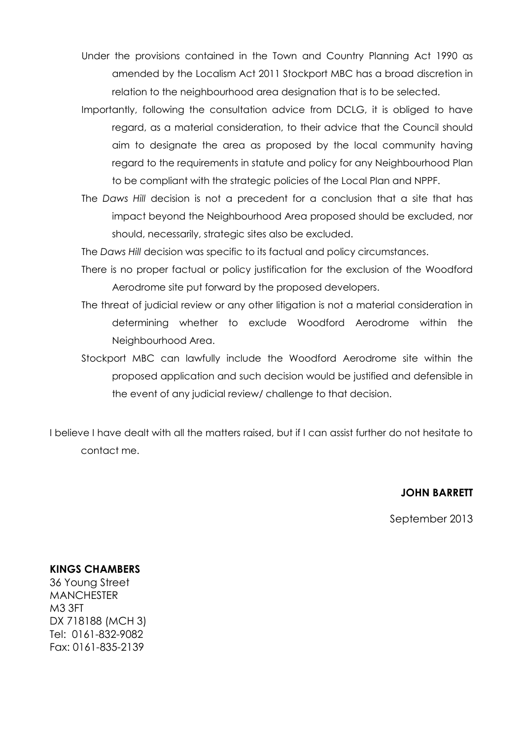Under the provisions contained in the Town and Country Planning Act 1990 as amended by the Localism Act 2011 Stockport MBC has a broad discretion in relation to the neighbourhood area designation that is to be selected.

Importantly, following the consultation advice from DCLG, it is obliged to have regard, as a material consideration, to their advice that the Council should aim to designate the area as proposed by the local community having regard to the requirements in statute and policy for any Neighbourhood Plan to be compliant with the strategic policies of the Local Plan and NPPF.

The *Daws Hill* decision is not a precedent for a conclusion that a site that has impact beyond the Neighbourhood Area proposed should be excluded, nor should, necessarily, strategic sites also be excluded.

The *Daws Hill* decision was specific to its factual and policy circumstances.

There is no proper factual or policy justification for the exclusion of the Woodford Aerodrome site put forward by the proposed developers.

The threat of judicial review or any other litigation is not a material consideration in determining whether to exclude Woodford Aerodrome within the Neighbourhood Area.

Stockport MBC can lawfully include the Woodford Aerodrome site within the proposed application and such decision would be justified and defensible in the event of any judicial review/ challenge to that decision.

I believe I have dealt with all the matters raised, but if I can assist further do not hesitate to contact me.

**JOHN BARRETT**

September 2013

**KINGS CHAMBERS**
36 Young Street
MANCHESTER
M3 3FT
DX 718188 (MCH 3)
Tel: 0161-832-9082
Fax: 0161-835-2139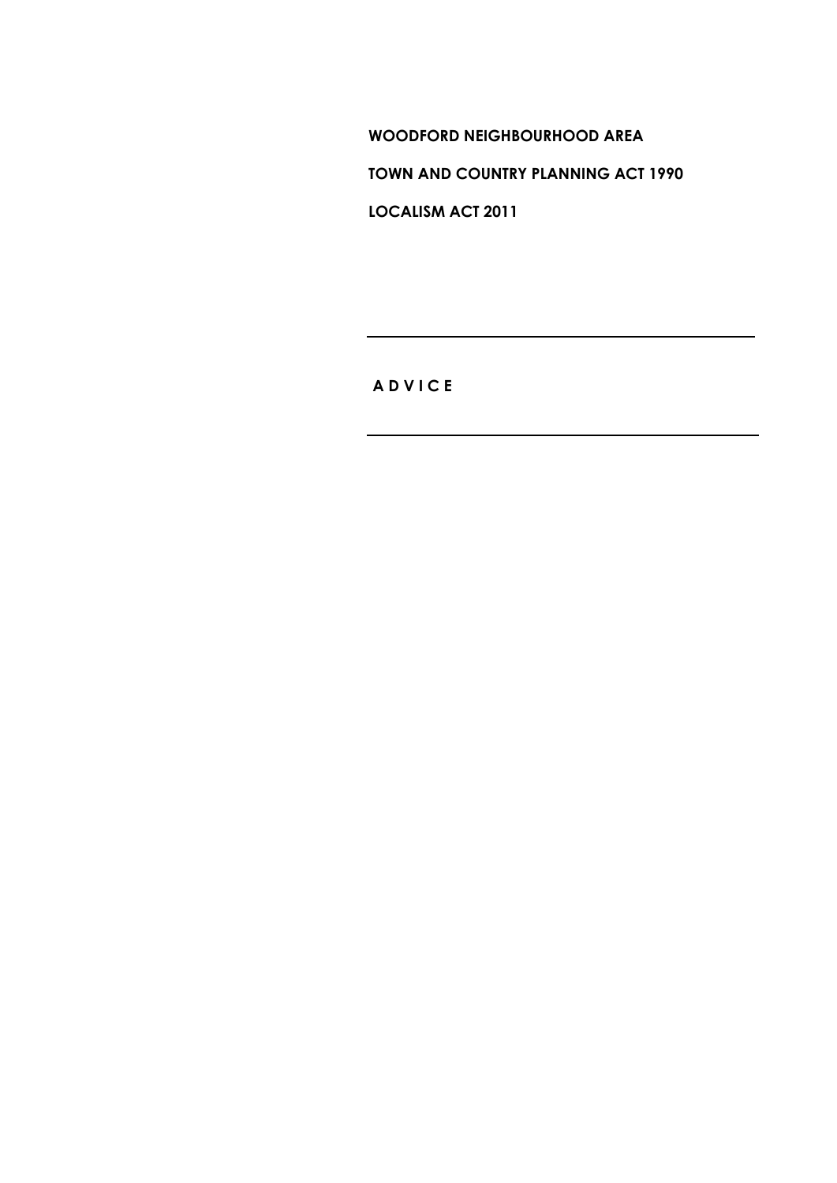**WOODFORD NEIGHBOURHOOD AREA**

**TOWN AND COUNTRY PLANNING ACT 1990**

**LOCALISM ACT 2011**

---

# A D V I C E

---